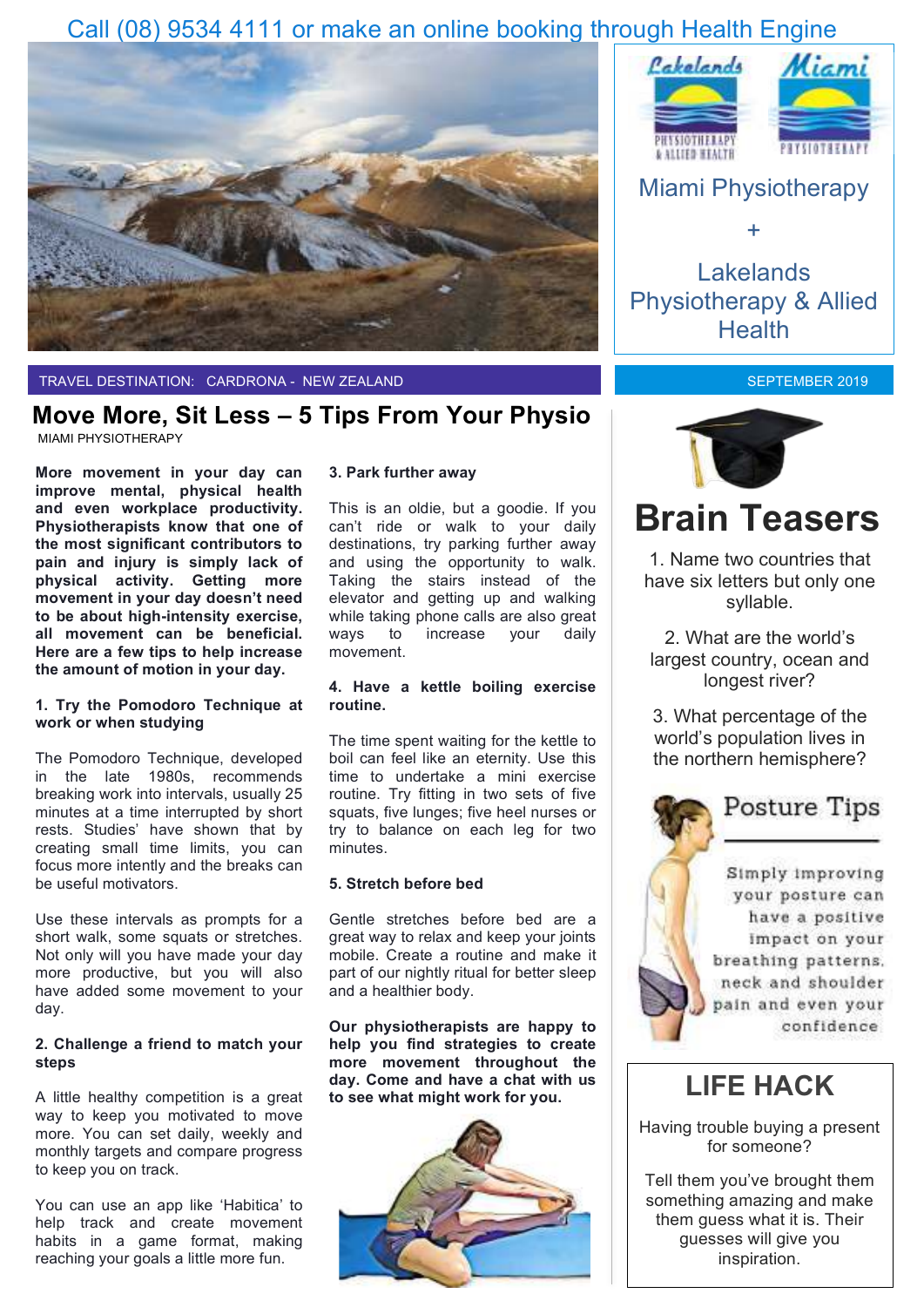Call (08) 9534 4111 or make an online booking through Health Engine

Miami Physiotherapy

+

Lakelands Physiotherapy & Allied Health

TRAVEL DESTINATION: CARDRONA - NEW ZEALAND

SEPTEMBER 2019

# Move More, Sit Less – 5 Tips From Your Physio

MIAMI PHYSIOTHERAPY

**More movement in your day can improve mental, physical health and even workplace productivity. Physiotherapists know that one of the most significant contributors to pain and injury is simply lack of physical activity. Getting more movement in your day doesn't need to be about high-intensity exercise, all movement can be beneficial. Here are a few tips to help increase the amount of motion in your day.**

### 1. Try the Pomodoro Technique at work or when studying

The Pomodoro Technique, developed in the late 1980s, recommends breaking work into intervals, usually 25 minutes at a time interrupted by short rests. Studies' have shown that by creating small time limits, you can focus more intently and the breaks can be useful motivators.

Use these intervals as prompts for a short walk, some squats or stretches. Not only will you have made your day more productive, but you will also have added some movement to your day.

### 2. Challenge a friend to match your steps

A little healthy competition is a great way to keep you motivated to move more. You can set daily, weekly and monthly targets and compare progress to keep you on track.

You can use an app like 'Habitica' to help track and create movement habits in a game format, making reaching your goals a little more fun.

### 3. Park further away

This is an oldie, but a goodie. If you can't ride or walk to your daily destinations, try parking further away and using the opportunity to walk. Taking the stairs instead of the elevator and getting up and walking while taking phone calls are also great ways to increase your daily movement.

### 4. Have a kettle boiling exercise routine.

The time spent waiting for the kettle to boil can feel like an eternity. Use this time to undertake a mini exercise routine. Try fitting in two sets of five squats, five lunges; five heel nurses or try to balance on each leg for two minutes.

### 5. Stretch before bed

Gentle stretches before bed are a great way to relax and keep your joints mobile. Create a routine and make it part of our nightly ritual for better sleep and a healthier body.

**Our physiotherapists are happy to help you find strategies to create more movement throughout the day. Come and have a chat with us to see what might work for you.**

# Brain Teasers

1. Name two countries that have six letters but only one syllable.

2. What are the world's largest country, ocean and longest river?

3. What percentage of the world's population lives in the northern hemisphere?

## Posture Tips

Simply improving your posture can have a positive impact on your breathing patterns, neck and shoulder pain and even your confidence

## LIFE HACK

Having trouble buying a present for someone?

Tell them you've brought them something amazing and make them guess what it is. Their guesses will give you inspiration.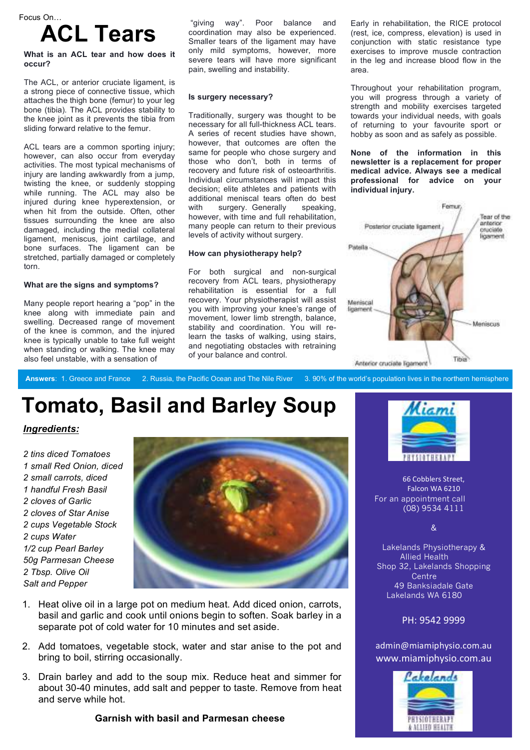Focus On…

# ACL Tears

**What is an ACL tear and how does it occur?**

The ACL, or anterior cruciate ligament, is a strong piece of connective tissue, which attaches the thigh bone (femur) to your leg bone (tibia). The ACL provides stability to the knee joint as it prevents the tibia from sliding forward relative to the femur.

ACL tears are a common sporting injury; however, can also occur from everyday activities. The most typical mechanisms of injury are landing awkwardly from a jump, twisting the knee, or suddenly stopping while running. The ACL may also be injured during knee hyperextension, or when hit from the outside. Often, other tissues surrounding the knee are also damaged, including the medial collateral ligament, meniscus, joint cartilage, and bone surfaces. The ligament can be stretched, partially damaged or completely torn.

**What are the signs and symptoms?**

Many people report hearing a "pop" in the knee along with immediate pain and swelling. Decreased range of movement of the knee is common, and the injured knee is typically unable to take full weight when standing or walking. The knee may also feel unstable, with a sensation of "giving way". Poor balance and coordination may also be experienced. Smaller tears of the ligament may have only mild symptoms, however, more severe tears will have more significant pain, swelling and instability.

**Is surgery necessary?**

Traditionally, surgery was thought to be necessary for all full-thickness ACL tears. A series of recent studies have shown, however, that outcomes are often the same for people who chose surgery and those who don't, both in terms of recovery and future risk of osteoarthritis. Individual circumstances will impact this decision; elite athletes and patients with additional meniscal tears often do best with surgery. Generally speaking, however, with time and full rehabilitation, many people can return to their previous levels of activity without surgery.

**How can physiotherapy help?**

For both surgical and non-surgical recovery from ACL tears, physiotherapy rehabilitation is essential for a full recovery. Your physiotherapist will assist you with improving your knee's range of movement, lower limb strength, balance, stability and coordination. You will re-learn the tasks of walking, using stairs, and negotiating obstacles with retraining of your balance and control.

Early in rehabilitation, the RICE protocol (rest, ice, compress, elevation) is used in conjunction with static resistance type exercises to improve muscle contraction in the leg and increase blood flow in the area.

Throughout your rehabilitation program, you will progress through a variety of strength and mobility exercises targeted towards your individual needs, with goals of returning to your favourite sport or hobby as soon and as safely as possible.

**None of the information in this newsletter is a replacement for proper medical advice. Always see a medical professional for advice on your individual injury.**

Femur
Tear of the anterior cruciate ligament
Posterior cruciate ligament
Patella
Meniscal ligament
Meniscus
Anterior cruciate ligament
Tibia

**Answers**: 1. Greece and France 2. Russia, the Pacific Ocean and The Nile River 3. 90% of the world's population lives in the northern hemisphere

# Tomato, Basil and Barley Soup

***Ingredients:***

*2 tins diced Tomatoes*
*1 small Red Onion, diced*
*2 small carrots, diced*
*1 handful Fresh Basil*
*2 cloves of Garlic*
*2 cloves of Star Anise*
*2 cups Vegetable Stock*
*2 cups Water*
*1/2 cup Pearl Barley*
*50g Parmesan Cheese*
*2 Tbsp. Olive Oil*
*Salt and Pepper*

1. Heat olive oil in a large pot on medium heat. Add diced onion, carrots, basil and garlic and cook until onions begin to soften. Soak barley in a separate pot of cold water for 10 minutes and set aside.
2. Add tomatoes, vegetable stock, water and star anise to the pot and bring to boil, stirring occasionally.
3. Drain barley and add to the soup mix. Reduce heat and simmer for about 30-40 minutes, add salt and pepper to taste. Remove from heat and serve while hot.

**Garnish with basil and Parmesan cheese**

Miami Physiotherapy

66 Cobblers Street,
Falcon WA 6210
For an appointment call
(08) 9534 4111

&

Lakelands Physiotherapy & Allied Health
Shop 32, Lakelands Shopping Centre
49 Banksiadale Gate
Lakelands WA 6180

PH: 9542 9999

admin@miamiphysio.com.au
www.miamiphysio.com.au

Lakelands Physiotherapy & Allied Health